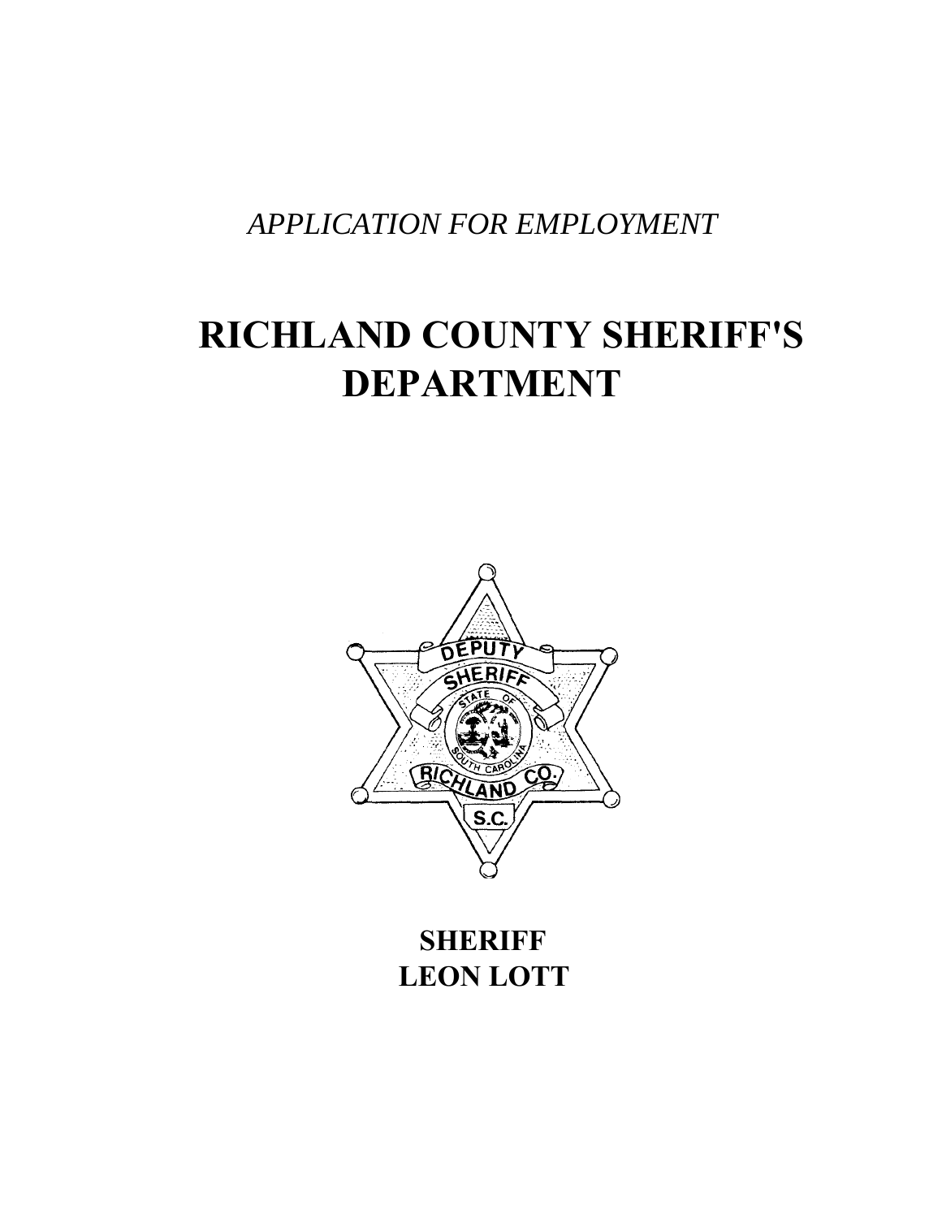*APPLICATION FOR EMPLOYMENT*

# RICHLAND COUNTY SHERIFF'S DEPARTMENT

**SHERIFF**
**LEON LOTT**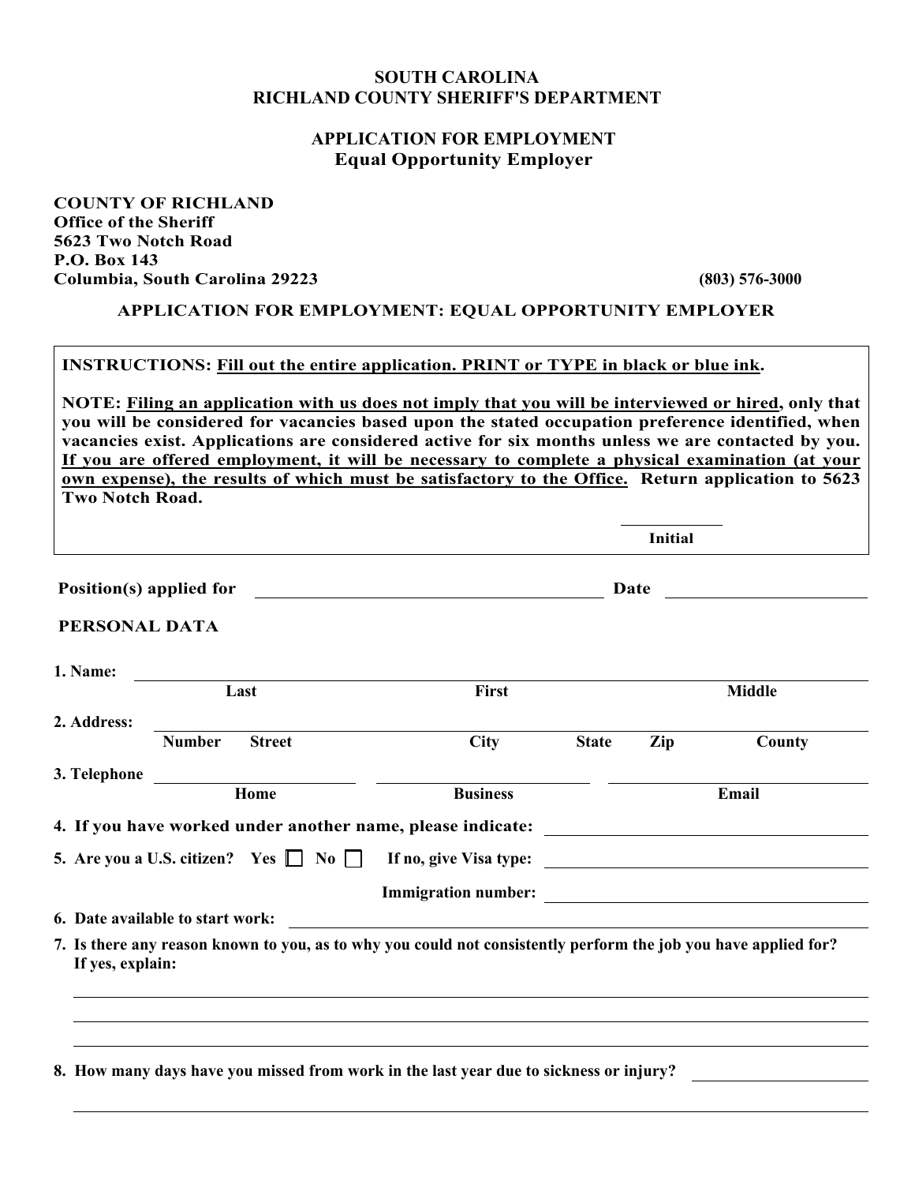**SOUTH CAROLINA**
**RICHLAND COUNTY SHERIFF'S DEPARTMENT**

**APPLICATION FOR EMPLOYMENT**
**Equal Opportunity Employer**

**COUNTY OF RICHLAND**
**Office of the Sheriff**
**5623 Two Notch Road**
**P.O. Box 143**
**Columbia, South Carolina 29223** **(803) 576-3000**

**APPLICATION FOR EMPLOYMENT: EQUAL OPPORTUNITY EMPLOYER**

**INSTRUCTIONS: Fill out the entire application. PRINT or TYPE in black or blue ink.**

**NOTE: Filing an application with us does not imply that you will be interviewed or hired, only that you will be considered for vacancies based upon the stated occupation preference identified, when vacancies exist. Applications are considered active for six months unless we are contacted by you. If you are offered employment, it will be necessary to complete a physical examination (at your own expense), the results of which must be satisfactory to the Office. Return application to 5623 Two Notch Road.**

______________
**Initial**

**Position(s) applied for** ______________________________ **Date** ______________

**PERSONAL DATA**

**1. Name:** ______________________________________________
**Last** **First** **Middle**

**2. Address:** ______________________________________________
**Number** **Street** **City** **State** **Zip** **County**

**3. Telephone** ______________ ______________ ______________
**Home** **Business** **Email**

**4. If you have worked under another name, please indicate:** ______________

**5. Are you a U.S. citizen? Yes ☐ No ☐ If no, give Visa type:** ______________

**Immigration number:** ______________

**6. Date available to start work:** ______________

**7. Is there any reason known to you, as to why you could not consistently perform the job you have applied for? If yes, explain:**

______________________________________________

______________________________________________

______________________________________________

**8. How many days have you missed from work in the last year due to sickness or injury?** ______________

______________________________________________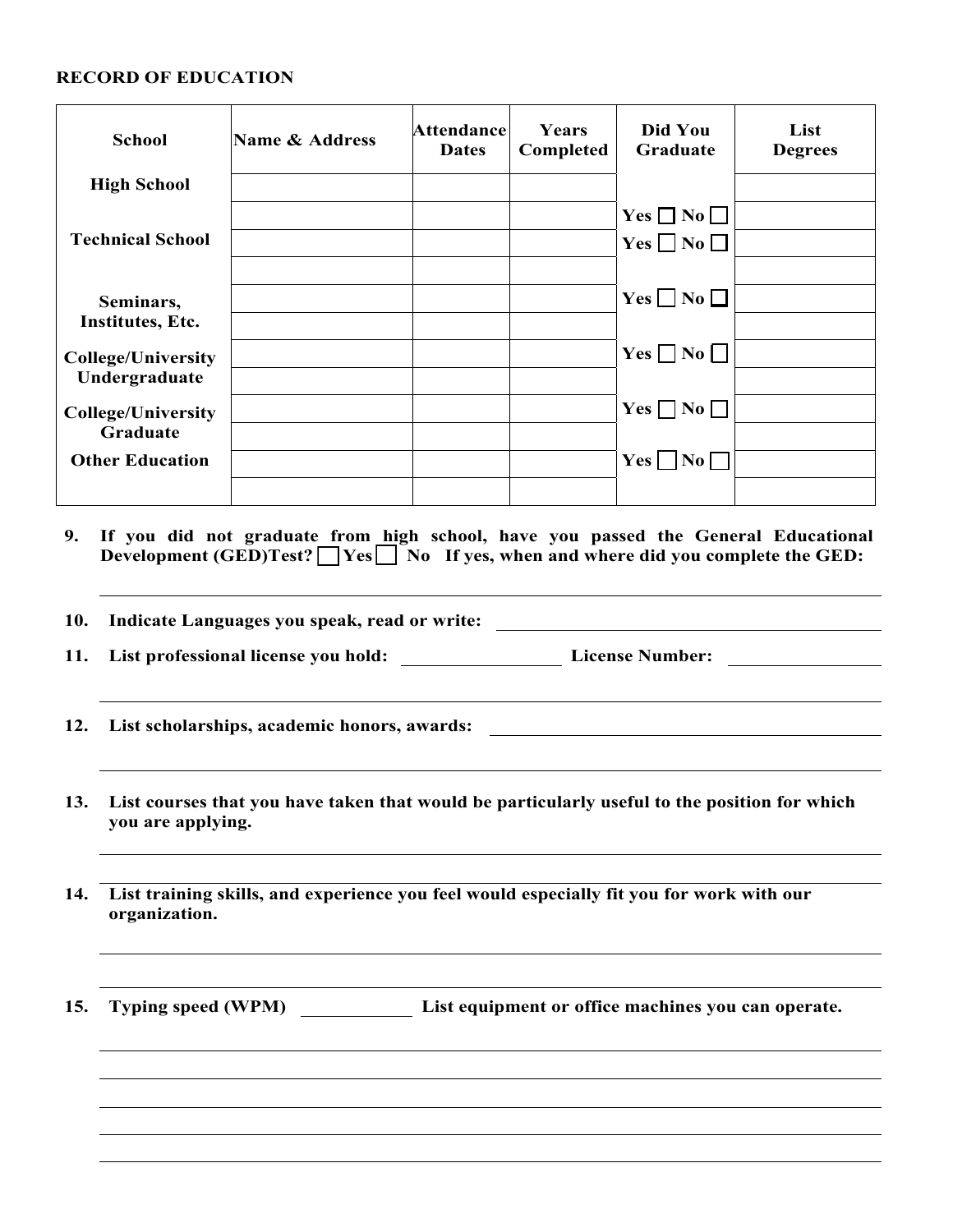**RECORD OF EDUCATION**

| School | Name & Address | Attendance Dates | Years Completed | Did You Graduate | List Degrees |
|---|---|---|---|---|---|
| High School | | | | | |
| | | | | Yes ☐ No ☐ | |
| Technical School | | | | Yes ☐ No ☐ | |
| | | | | | |
| Seminars, Institutes, Etc. | | | | Yes ☐ No ☐ | |
| | | | | | |
| College/University Undergraduate | | | | Yes ☐ No ☐ | |
| | | | | | |
| College/University Graduate | | | | Yes ☐ No ☐ | |
| | | | | | |
| Other Education | | | | Yes ☐ No ☐ | |
| | | | | | |

9. **If you did not graduate from high school, have you passed the General Educational Development (GED)Test? ☐ Yes ☐ No If yes, when and where did you complete the GED:**

_______________________________________________

10. **Indicate Languages you speak, read or write:** _______________________

11. **List professional license you hold:** ____________ **License Number:** ____________

_______________________________________________

12. **List scholarships, academic honors, awards:** _______________________

_______________________________________________

13. **List courses that you have taken that would be particularly useful to the position for which you are applying.**

_______________________________________________

14. **List training skills, and experience you feel would especially fit you for work with our organization.**

_______________________________________________

15. **Typing speed (WPM)** ____________ **List equipment or office machines you can operate.**

_______________________________________________

_______________________________________________

_______________________________________________

_______________________________________________

_______________________________________________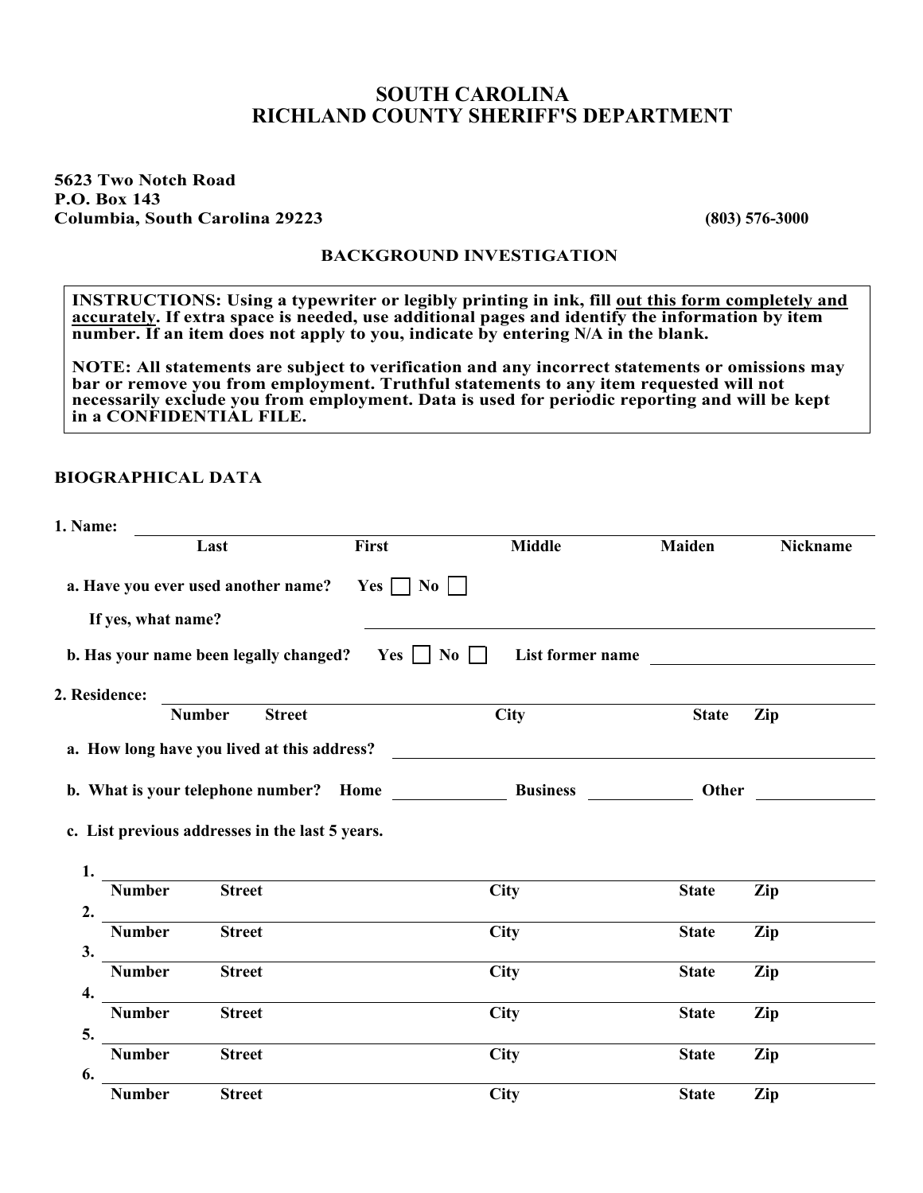# SOUTH CAROLINA
# RICHLAND COUNTY SHERIFF'S DEPARTMENT

**5623 Two Notch Road**
**P.O. Box 143**
**Columbia, South Carolina 29223** **(803) 576-3000**

## BACKGROUND INVESTIGATION

**INSTRUCTIONS: Using a typewriter or legibly printing in ink, fill out this form completely and accurately. If extra space is needed, use additional pages and identify the information by item number. If an item does not apply to you, indicate by entering N/A in the blank.**

**NOTE: All statements are subject to verification and any incorrect statements or omissions may bar or remove you from employment. Truthful statements to any item requested will not necessarily exclude you from employment. Data is used for periodic reporting and will be kept in a CONFIDENTIAL FILE.**

### BIOGRAPHICAL DATA

**1. Name:** ______________________________________________

Last | First | Middle | Maiden | Nickname

**a. Have you ever used another name?** Yes ☐ No ☐

**If yes, what name?** ______________________________

**b. Has your name been legally changed?** Yes ☐ No ☐ **List former name** ______________

**2. Residence:** ______________________________________________

Number | Street | City | State | Zip

**a. How long have you lived at this address?** ______________________________

**b. What is your telephone number? Home** __________ **Business** __________ **Other** __________

**c. List previous addresses in the last 5 years.**

1. ______________________________________________
   Number | Street | City | State | Zip
2. ______________________________________________
   Number | Street | City | State | Zip
3. ______________________________________________
   Number | Street | City | State | Zip
4. ______________________________________________
   Number | Street | City | State | Zip
5. ______________________________________________
   Number | Street | City | State | Zip
6. ______________________________________________
   Number | Street | City | State | Zip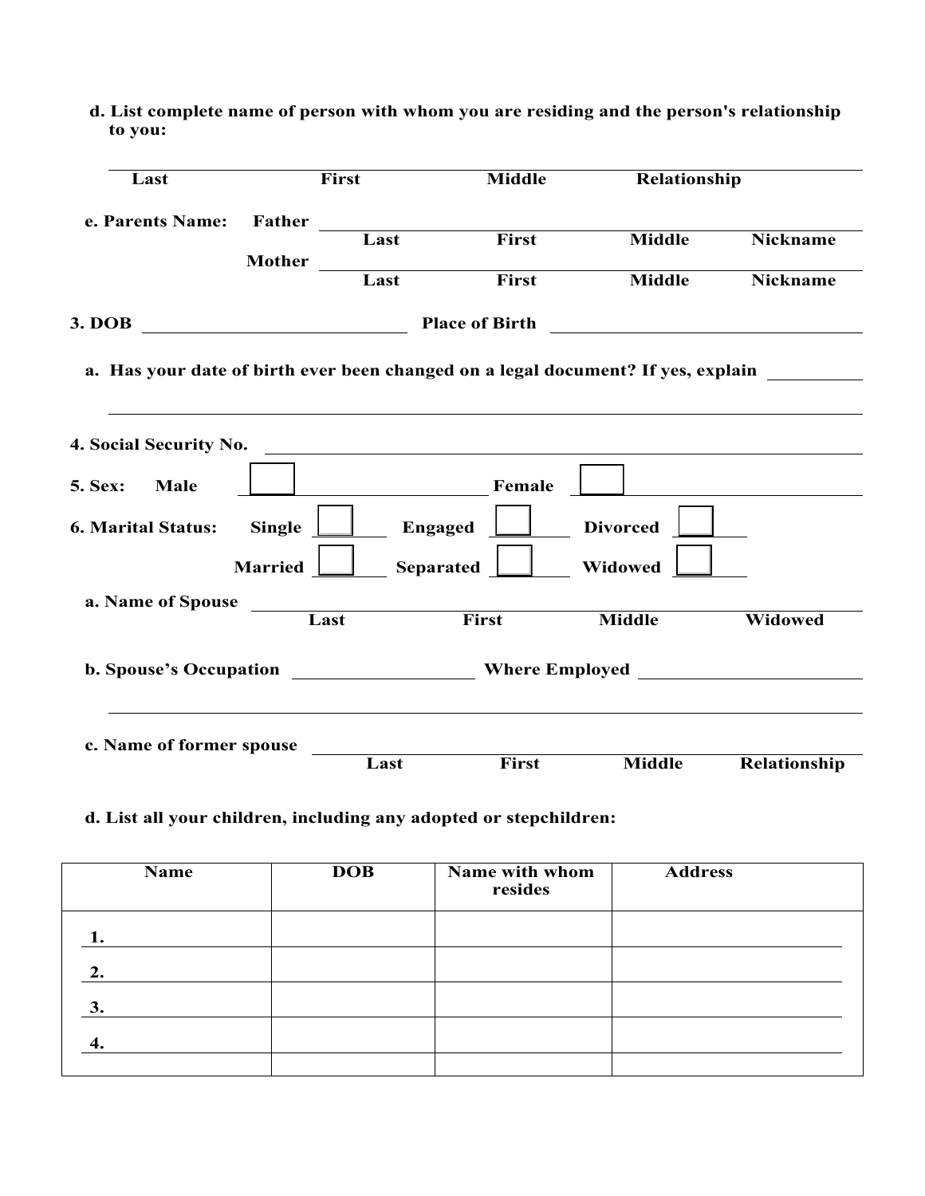d. List complete name of person with whom you are residing and the person's relationship to you:

______________________________________________________________________
Last First Middle Relationship

e. Parents Name: Father ____________________________________________
Last First Middle Nickname

Mother ____________________________________________
Last First Middle Nickname

3. DOB ______________________ Place of Birth ______________________

a. Has your date of birth ever been changed on a legal document? If yes, explain ________

______________________________________________________________________

4. Social Security No. ______________________________________________

5. Sex: Male ☐ ______________ Female ☐ ______________

6. Marital Status: Single ☐ Engaged ☐ Divorced ☐

Married ☐ Separated ☐ Widowed ☐

a. Name of Spouse ____________________________________________
Last First Middle Widowed

b. Spouse's Occupation ________________ Where Employed ________________

______________________________________________________________________

c. Name of former spouse ______________________________________
Last First Middle Relationship

d. List all your children, including any adopted or stepchildren:

| Name | DOB | Name with whom resides | Address |
|---|---|---|---|
| 1. | | | |
| 2. | | | |
| 3. | | | |
| 4. | | | |
| | | | |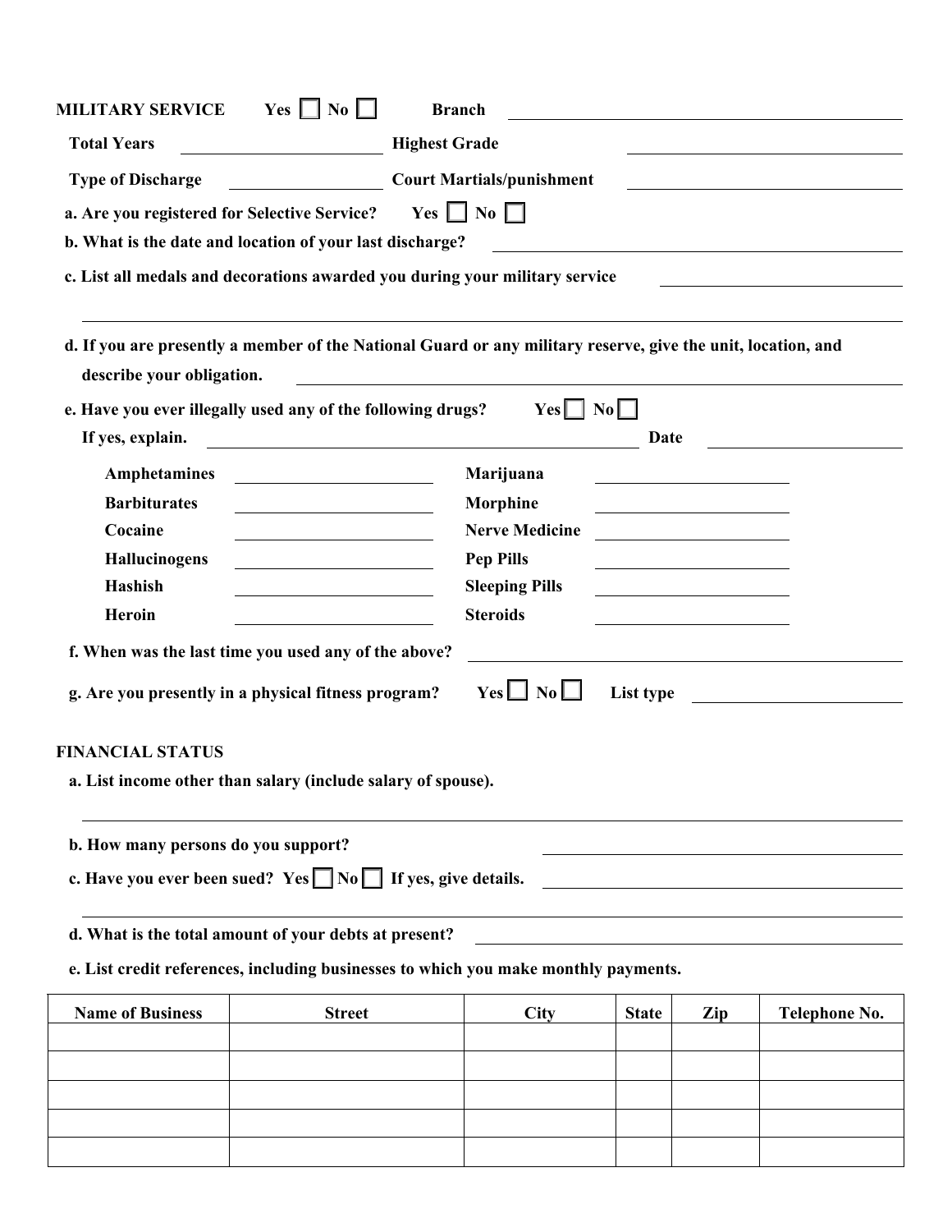**MILITARY SERVICE** Yes ☐ No ☐ **Branch** ______________________________

**Total Years** ______________ **Highest Grade** ______________

**Type of Discharge** ______________ **Court Martials/punishment** ______________

**a. Are you registered for Selective Service?** Yes ☐ No ☐

**b. What is the date and location of your last discharge?** ______________________________

**c. List all medals and decorations awarded you during your military service** ______________________________

______________________________________________________________________

**d. If you are presently a member of the National Guard or any military reserve, give the unit, location, and describe your obligation.** ______________________________

**e. Have you ever illegally used any of the following drugs?** Yes ☐ No ☐

**If yes, explain.** ______________________________ **Date** ______________

| | | | |
|---|---|---|---|
| **Amphetamines** | | **Marijuana** | |
| **Barbiturates** | | **Morphine** | |
| **Cocaine** | | **Nerve Medicine** | |
| **Hallucinogens** | | **Pep Pills** | |
| **Hashish** | | **Sleeping Pills** | |
| **Heroin** | | **Steroids** | |

**f. When was the last time you used any of the above?** ______________________________

**g. Are you presently in a physical fitness program?** Yes ☐ No ☐ **List type** ______________

**FINANCIAL STATUS**

**a. List income other than salary (include salary of spouse).**

______________________________________________________________________

**b. How many persons do you support?** ______________________________

**c. Have you ever been sued?** Yes ☐ No ☐ **If yes, give details.** ______________________________

______________________________________________________________________

**d. What is the total amount of your debts at present?** ______________________________

**e. List credit references, including businesses to which you make monthly payments.**

| Name of Business | Street | City | State | Zip | Telephone No. |
|---|---|---|---|---|---|
| | | | | | |
| | | | | | |
| | | | | | |
| | | | | | |
| | | | | | |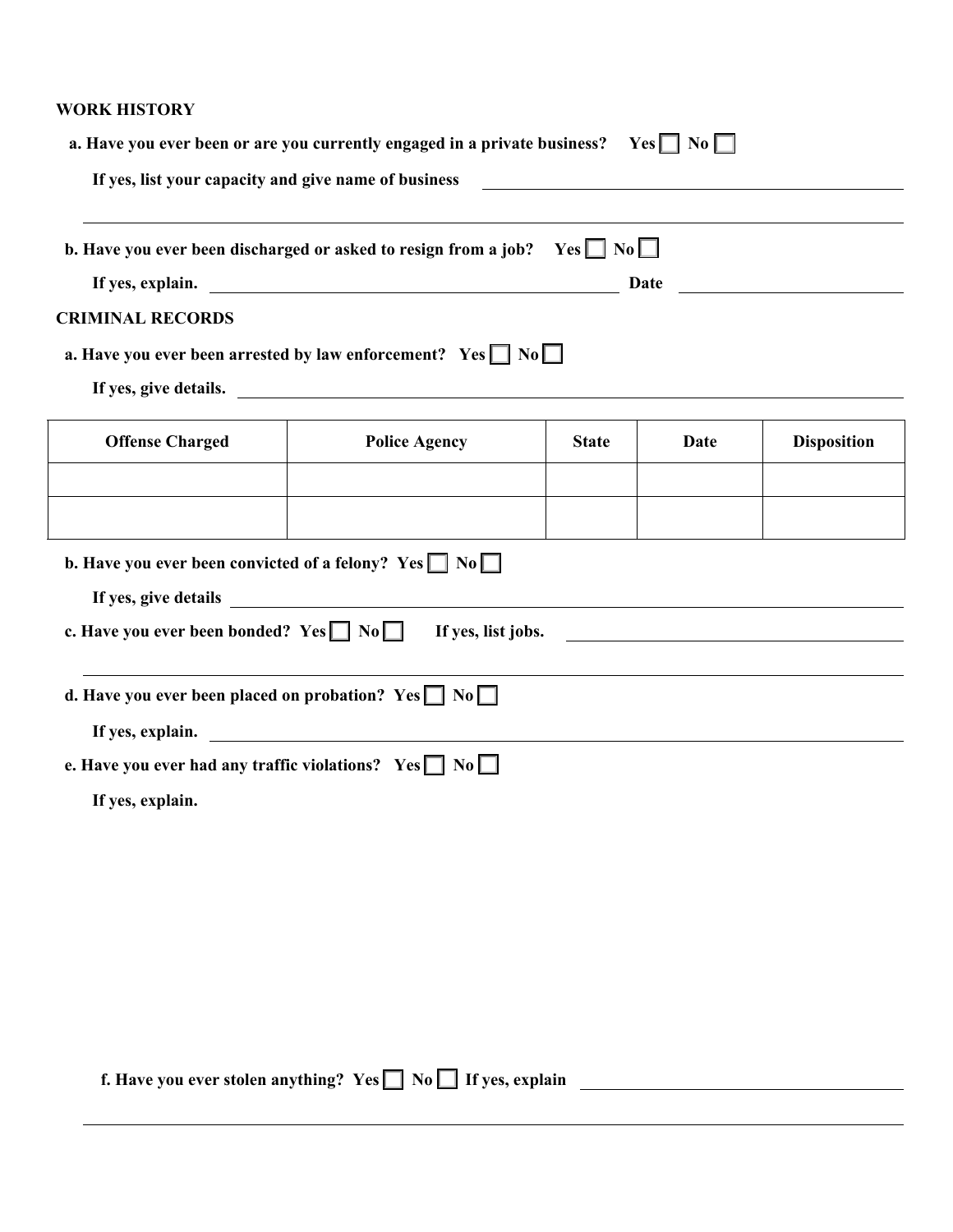## WORK HISTORY

a. Have you ever been or are you currently engaged in a private business? Yes ☐ No ☐

If yes, list your capacity and give name of business \_\_\_\_\_\_\_\_\_\_\_\_\_\_\_\_\_\_\_\_\_\_\_\_\_\_\_\_\_\_

\_\_\_\_\_\_\_\_\_\_\_\_\_\_\_\_\_\_\_\_\_\_\_\_\_\_\_\_\_\_\_\_\_\_\_\_\_\_\_\_\_\_\_\_\_\_\_\_\_\_\_\_\_\_\_\_\_\_\_\_

b. Have you ever been discharged or asked to resign from a job? Yes ☐ No ☐

If yes, explain. \_\_\_\_\_\_\_\_\_\_\_\_\_\_\_\_\_\_\_\_\_\_\_\_\_\_\_\_\_\_ Date \_\_\_\_\_\_\_\_\_\_\_\_\_\_\_\_

## CRIMINAL RECORDS

a. Have you ever been arrested by law enforcement? Yes ☐ No ☐

If yes, give details. \_\_\_\_\_\_\_\_\_\_\_\_\_\_\_\_\_\_\_\_\_\_\_\_\_\_\_\_\_\_\_\_\_\_\_\_\_\_\_\_\_\_\_\_

| Offense Charged | Police Agency | State | Date | Disposition |
|---|---|---|---|---|
| | | | | |
| | | | | |

b. Have you ever been convicted of a felony? Yes ☐ No ☐

If yes, give details \_\_\_\_\_\_\_\_\_\_\_\_\_\_\_\_\_\_\_\_\_\_\_\_\_\_\_\_\_\_\_\_\_\_\_\_\_\_\_\_\_\_\_\_

c. Have you ever been bonded? Yes ☐ No ☐ If yes, list jobs. \_\_\_\_\_\_\_\_\_\_\_\_\_\_\_\_\_\_\_\_\_\_\_\_\_\_

\_\_\_\_\_\_\_\_\_\_\_\_\_\_\_\_\_\_\_\_\_\_\_\_\_\_\_\_\_\_\_\_\_\_\_\_\_\_\_\_\_\_\_\_\_\_\_\_\_\_\_\_\_\_\_\_\_\_\_\_

d. Have you ever been placed on probation? Yes ☐ No ☐

If yes, explain. \_\_\_\_\_\_\_\_\_\_\_\_\_\_\_\_\_\_\_\_\_\_\_\_\_\_\_\_\_\_\_\_\_\_\_\_\_\_\_\_\_\_\_\_

e. Have you ever had any traffic violations? Yes ☐ No ☐

If yes, explain.

f. Have you ever stolen anything? Yes ☐ No ☐ If yes, explain \_\_\_\_\_\_\_\_\_\_\_\_\_\_\_\_\_\_\_\_\_\_\_\_\_\_

\_\_\_\_\_\_\_\_\_\_\_\_\_\_\_\_\_\_\_\_\_\_\_\_\_\_\_\_\_\_\_\_\_\_\_\_\_\_\_\_\_\_\_\_\_\_\_\_\_\_\_\_\_\_\_\_\_\_\_\_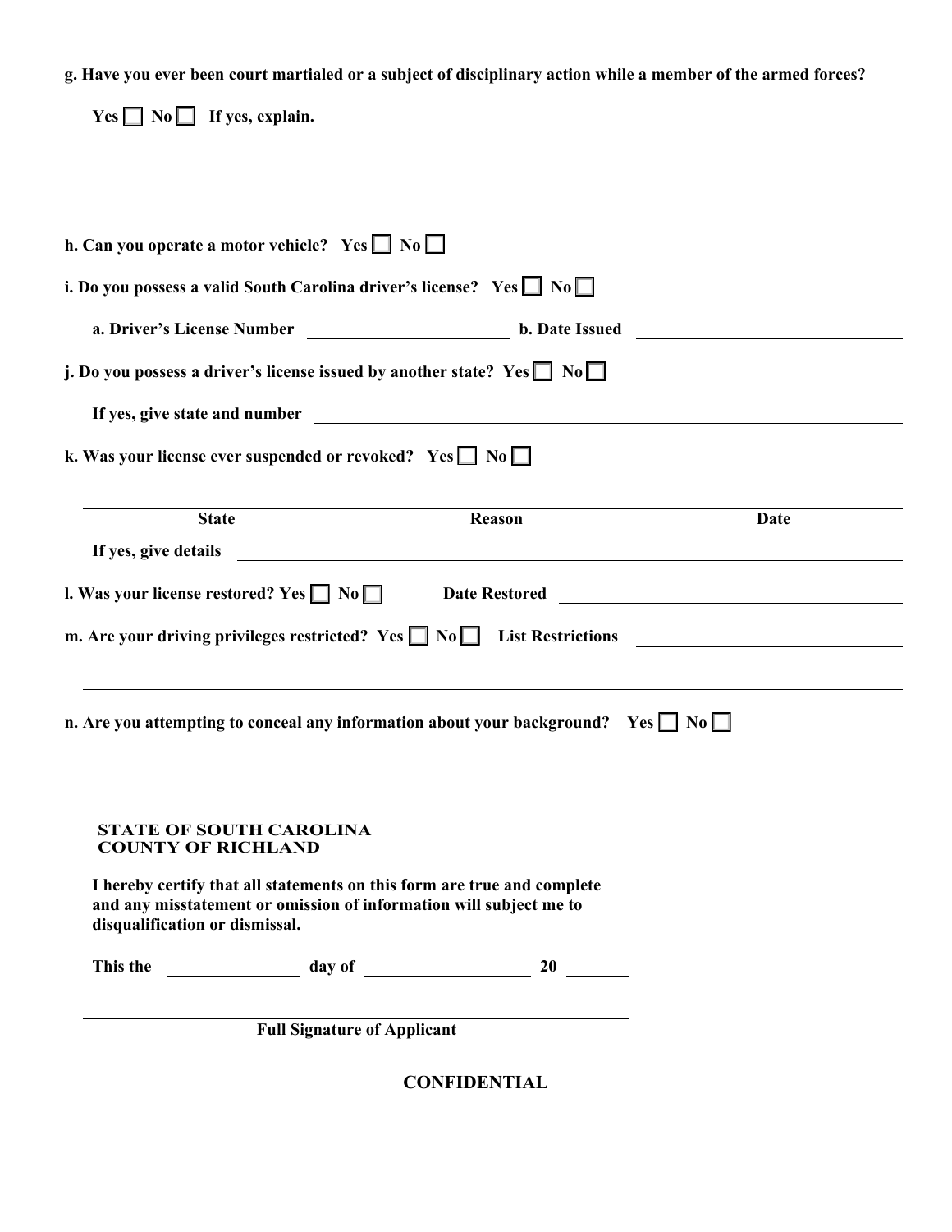**g. Have you ever been court martialed or a subject of disciplinary action while a member of the armed forces?**

**Yes ☐ No ☐ If yes, explain.**

**h. Can you operate a motor vehicle? Yes ☐ No ☐**

**i. Do you possess a valid South Carolina driver's license? Yes ☐ No ☐**

**a. Driver's License Number** \_\_\_\_\_\_\_\_\_\_\_\_\_\_\_\_\_\_\_\_ **b. Date Issued** \_\_\_\_\_\_\_\_\_\_\_\_\_\_\_\_\_\_\_\_

**j. Do you possess a driver's license issued by another state? Yes ☐ No ☐**

**If yes, give state and number** \_\_\_\_\_\_\_\_\_\_\_\_\_\_\_\_\_\_\_\_\_\_\_\_\_\_\_\_\_\_\_\_\_\_\_\_\_\_\_\_

**k. Was your license ever suspended or revoked? Yes ☐ No ☐**

| State | Reason | Date |
| --- | --- | --- |
| | | |

**If yes, give details** \_\_\_\_\_\_\_\_\_\_\_\_\_\_\_\_\_\_\_\_\_\_\_\_\_\_\_\_\_\_\_\_\_\_\_\_\_\_\_\_

**l. Was your license restored? Yes ☐ No ☐ Date Restored** \_\_\_\_\_\_\_\_\_\_\_\_\_\_\_\_\_\_\_\_

**m. Are your driving privileges restricted? Yes ☐ No ☐ List Restrictions** \_\_\_\_\_\_\_\_\_\_\_\_\_\_\_\_\_\_\_\_

\_\_\_\_\_\_\_\_\_\_\_\_\_\_\_\_\_\_\_\_\_\_\_\_\_\_\_\_\_\_\_\_\_\_\_\_\_\_\_\_\_\_\_\_\_\_\_\_\_\_\_\_\_\_\_\_\_\_\_\_

**n. Are you attempting to conceal any information about your background? Yes ☐ No ☐**

**STATE OF SOUTH CAROLINA**
**COUNTY OF RICHLAND**

**I hereby certify that all statements on this form are true and complete and any misstatement or omission of information will subject me to disqualification or dismissal.**

**This the** \_\_\_\_\_\_\_\_\_\_ **day of** \_\_\_\_\_\_\_\_\_\_\_\_\_\_ **20** \_\_\_\_\_

\_\_\_\_\_\_\_\_\_\_\_\_\_\_\_\_\_\_\_\_\_\_\_\_\_\_\_\_\_\_\_\_\_\_\_\_\_\_\_\_
**Full Signature of Applicant**

**CONFIDENTIAL**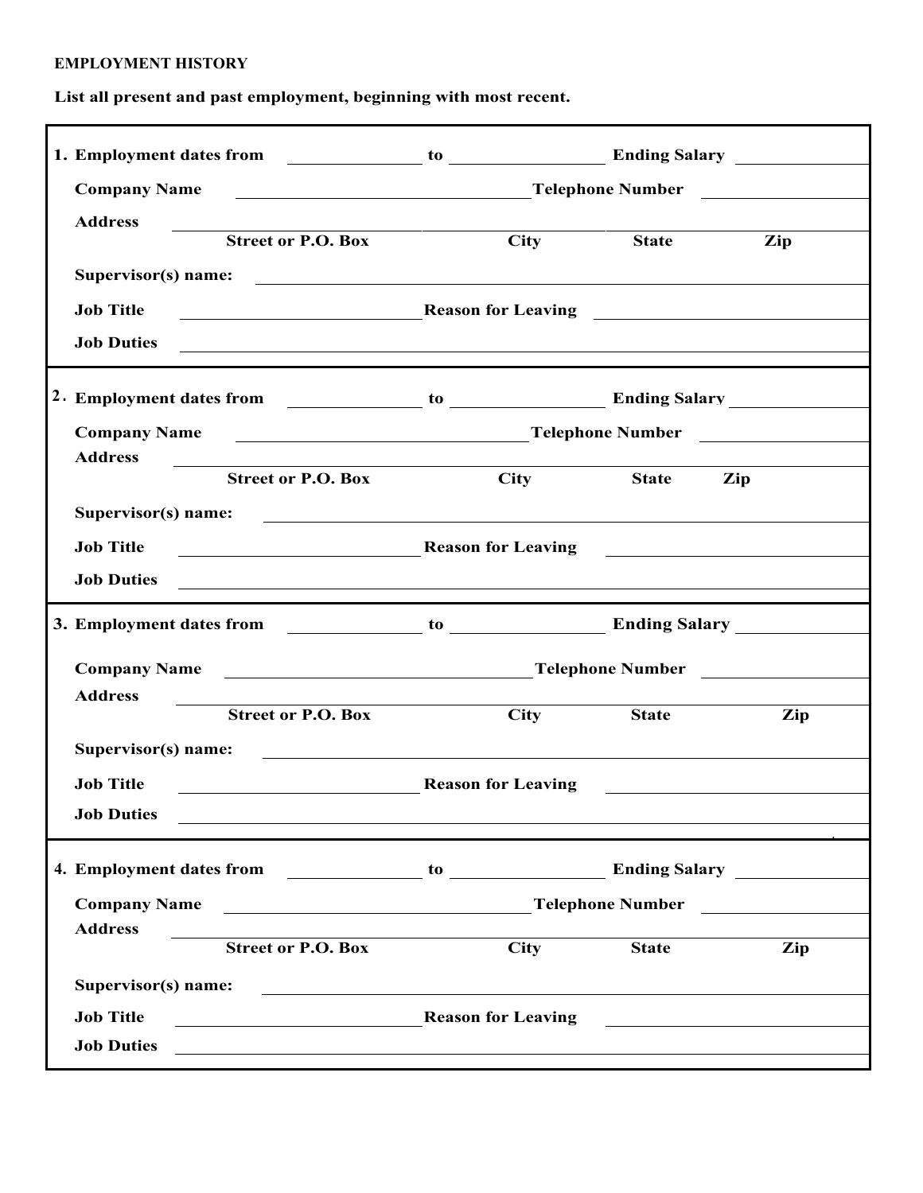**EMPLOYMENT HISTORY**

**List all present and past employment, beginning with most recent.**

**1. Employment dates from** \_\_\_\_\_\_\_\_\_\_ **to** \_\_\_\_\_\_\_\_\_\_ **Ending Salary** \_\_\_\_\_\_\_\_\_\_

**Company Name** \_\_\_\_\_\_\_\_\_\_\_\_\_\_\_\_\_\_\_\_ **Telephone Number** \_\_\_\_\_\_\_\_\_\_

**Address** \_\_\_\_\_\_\_\_\_\_\_\_\_\_\_\_\_\_\_\_\_\_\_\_\_\_\_\_\_\_\_\_\_\_\_\_\_\_\_\_

**Street or P.O. Box** | **City** | **State** | **Zip**

**Supervisor(s) name:** \_\_\_\_\_\_\_\_\_\_\_\_\_\_\_\_\_\_\_\_\_\_\_\_\_\_\_\_\_\_

**Job Title** \_\_\_\_\_\_\_\_\_\_\_\_\_\_\_ **Reason for Leaving** \_\_\_\_\_\_\_\_\_\_\_\_\_\_\_

**Job Duties** \_\_\_\_\_\_\_\_\_\_\_\_\_\_\_\_\_\_\_\_\_\_\_\_\_\_\_\_\_\_\_\_\_\_\_\_\_\_\_\_

---

**2. Employment dates from** \_\_\_\_\_\_\_\_\_\_ **to** \_\_\_\_\_\_\_\_\_\_ **Ending Salary** \_\_\_\_\_\_\_\_\_\_

**Company Name** \_\_\_\_\_\_\_\_\_\_\_\_\_\_\_\_\_\_\_\_ **Telephone Number** \_\_\_\_\_\_\_\_\_\_

**Address** \_\_\_\_\_\_\_\_\_\_\_\_\_\_\_\_\_\_\_\_\_\_\_\_\_\_\_\_\_\_\_\_\_\_\_\_\_\_\_\_

**Street or P.O. Box** | **City** | **State** | **Zip**

**Supervisor(s) name:** \_\_\_\_\_\_\_\_\_\_\_\_\_\_\_\_\_\_\_\_\_\_\_\_\_\_\_\_\_\_

**Job Title** \_\_\_\_\_\_\_\_\_\_\_\_\_\_\_ **Reason for Leaving** \_\_\_\_\_\_\_\_\_\_\_\_\_\_\_

**Job Duties** \_\_\_\_\_\_\_\_\_\_\_\_\_\_\_\_\_\_\_\_\_\_\_\_\_\_\_\_\_\_\_\_\_\_\_\_\_\_\_\_

---

**3. Employment dates from** \_\_\_\_\_\_\_\_\_\_ **to** \_\_\_\_\_\_\_\_\_\_ **Ending Salary** \_\_\_\_\_\_\_\_\_\_

**Company Name** \_\_\_\_\_\_\_\_\_\_\_\_\_\_\_\_\_\_\_\_ **Telephone Number** \_\_\_\_\_\_\_\_\_\_

**Address** \_\_\_\_\_\_\_\_\_\_\_\_\_\_\_\_\_\_\_\_\_\_\_\_\_\_\_\_\_\_\_\_\_\_\_\_\_\_\_\_

**Street or P.O. Box** | **City** | **State** | **Zip**

**Supervisor(s) name:** \_\_\_\_\_\_\_\_\_\_\_\_\_\_\_\_\_\_\_\_\_\_\_\_\_\_\_\_\_\_

**Job Title** \_\_\_\_\_\_\_\_\_\_\_\_\_\_\_ **Reason for Leaving** \_\_\_\_\_\_\_\_\_\_\_\_\_\_\_

**Job Duties** \_\_\_\_\_\_\_\_\_\_\_\_\_\_\_\_\_\_\_\_\_\_\_\_\_\_\_\_\_\_\_\_\_\_\_\_\_\_\_\_

---

**4. Employment dates from** \_\_\_\_\_\_\_\_\_\_ **to** \_\_\_\_\_\_\_\_\_\_ **Ending Salary** \_\_\_\_\_\_\_\_\_\_

**Company Name** \_\_\_\_\_\_\_\_\_\_\_\_\_\_\_\_\_\_\_\_ **Telephone Number** \_\_\_\_\_\_\_\_\_\_

**Address** \_\_\_\_\_\_\_\_\_\_\_\_\_\_\_\_\_\_\_\_\_\_\_\_\_\_\_\_\_\_\_\_\_\_\_\_\_\_\_\_

**Street or P.O. Box** | **City** | **State** | **Zip**

**Supervisor(s) name:** \_\_\_\_\_\_\_\_\_\_\_\_\_\_\_\_\_\_\_\_\_\_\_\_\_\_\_\_\_\_

**Job Title** \_\_\_\_\_\_\_\_\_\_\_\_\_\_\_ **Reason for Leaving** \_\_\_\_\_\_\_\_\_\_\_\_\_\_\_

**Job Duties** \_\_\_\_\_\_\_\_\_\_\_\_\_\_\_\_\_\_\_\_\_\_\_\_\_\_\_\_\_\_\_\_\_\_\_\_\_\_\_\_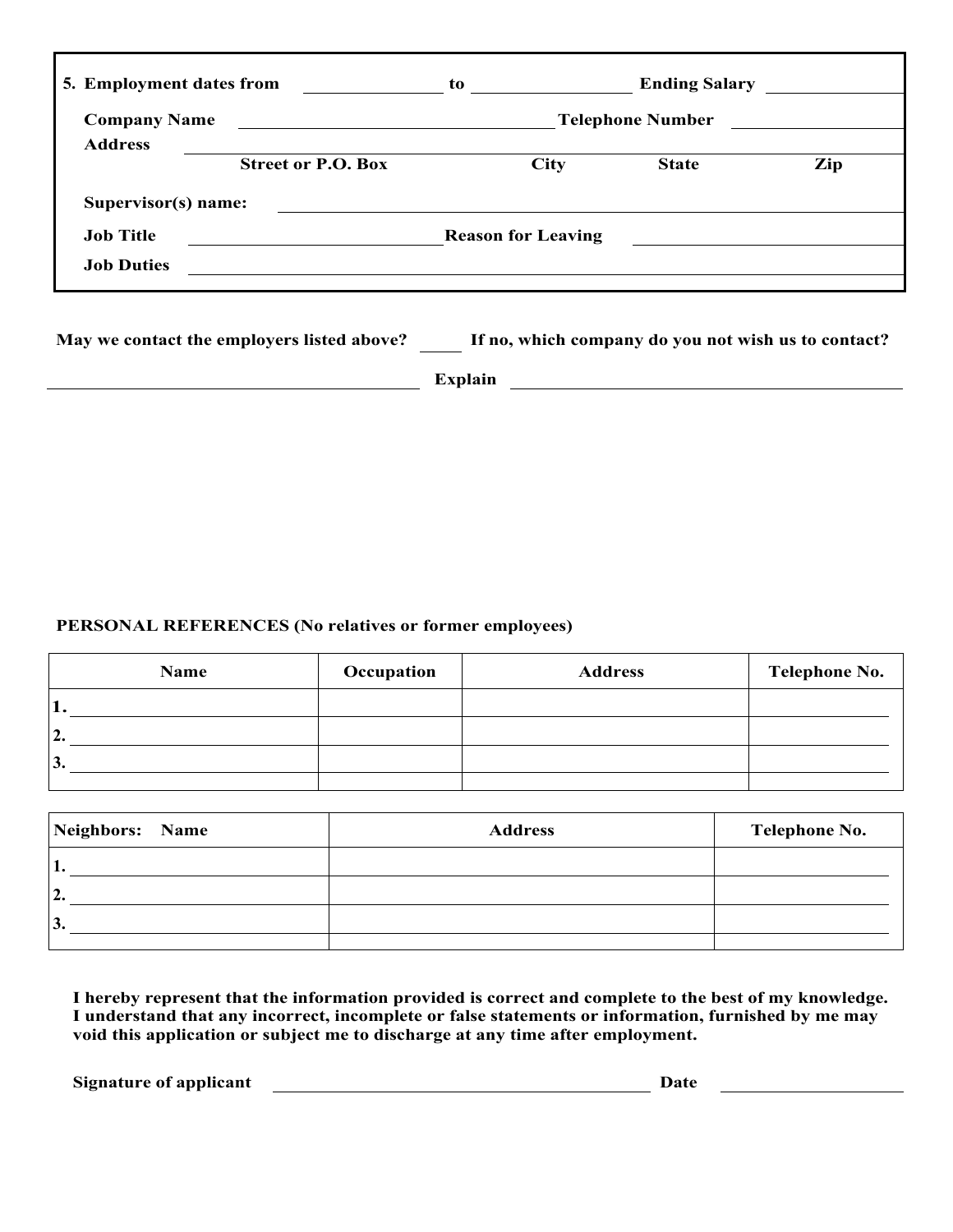**5. Employment dates from** \_\_\_\_\_\_\_\_\_\_ **to** \_\_\_\_\_\_\_\_\_\_ **Ending Salary** \_\_\_\_\_\_\_\_\_\_

**Company Name** \_\_\_\_\_\_\_\_\_\_\_\_\_\_\_\_\_\_\_\_ **Telephone Number** \_\_\_\_\_\_\_\_\_\_

**Address** \_\_\_\_\_\_\_\_\_\_\_\_\_\_\_\_\_\_\_\_\_\_\_\_\_\_\_\_\_\_\_\_\_\_\_\_\_\_\_\_

**Street or P.O. Box** **City** **State** **Zip**

**Supervisor(s) name:** \_\_\_\_\_\_\_\_\_\_\_\_\_\_\_\_\_\_\_\_\_\_\_\_\_\_\_\_\_\_

**Job Title** \_\_\_\_\_\_\_\_\_\_\_\_\_\_\_\_\_\_\_\_ **Reason for Leaving** \_\_\_\_\_\_\_\_\_\_\_\_\_\_\_\_\_\_\_\_

**Job Duties** \_\_\_\_\_\_\_\_\_\_\_\_\_\_\_\_\_\_\_\_\_\_\_\_\_\_\_\_\_\_\_\_\_\_\_\_\_\_\_\_

**May we contact the employers listed above?** \_\_\_\_\_ **If no, which company do you not wish us to contact?**

\_\_\_\_\_\_\_\_\_\_\_\_\_\_\_\_\_\_\_\_\_\_\_\_\_\_\_\_\_\_ **Explain** \_\_\_\_\_\_\_\_\_\_\_\_\_\_\_\_\_\_\_\_\_\_\_\_\_\_\_\_\_\_

**PERSONAL REFERENCES (No relatives or former employees)**

| Name | Occupation | Address | Telephone No. |
|---|---|---|---|
| 1. | | | |
| 2. | | | |
| 3. | | | |

| Neighbors: Name | Address | Telephone No. |
|---|---|---|
| 1. | | |
| 2. | | |
| 3. | | |

**I hereby represent that the information provided is correct and complete to the best of my knowledge. I understand that any incorrect, incomplete or false statements or information, furnished by me may void this application or subject me to discharge at any time after employment.**

**Signature of applicant** \_\_\_\_\_\_\_\_\_\_\_\_\_\_\_\_\_\_\_\_\_\_\_\_\_\_\_\_\_\_ **Date** \_\_\_\_\_\_\_\_\_\_\_\_\_\_\_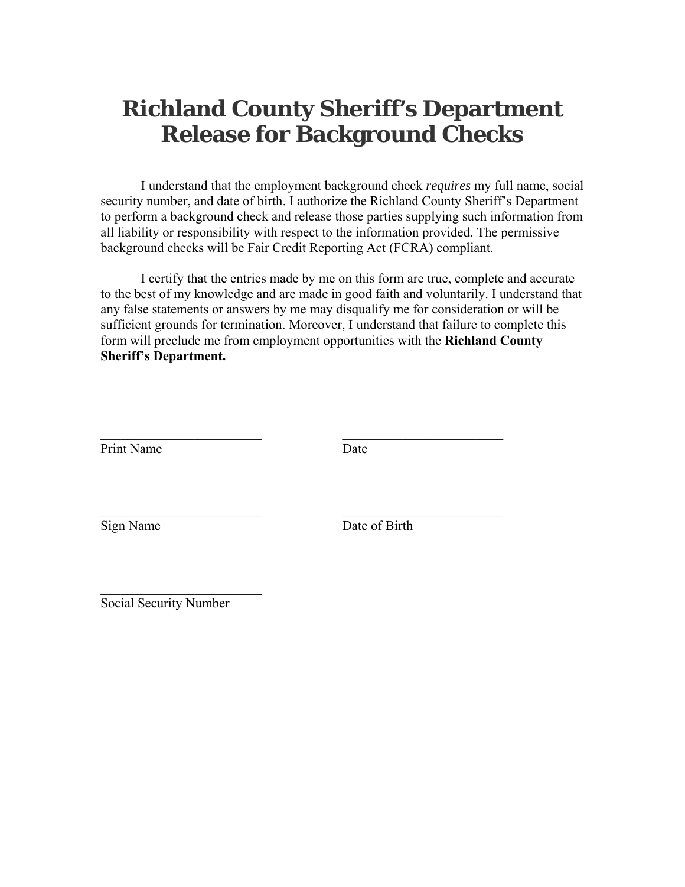# Richland County Sheriff's Department Release for Background Checks

I understand that the employment background check *requires* my full name, social security number, and date of birth. I authorize the Richland County Sheriff's Department to perform a background check and release those parties supplying such information from all liability or responsibility with respect to the information provided. The permissive background checks will be Fair Credit Reporting Act (FCRA) compliant.

I certify that the entries made by me on this form are true, complete and accurate to the best of my knowledge and are made in good faith and voluntarily. I understand that any false statements or answers by me may disqualify me for consideration or will be sufficient grounds for termination. Moreover, I understand that failure to complete this form will preclude me from employment opportunities with the **Richland County Sheriff's Department.**

_________________________ &nbsp;&nbsp;&nbsp;&nbsp;&nbsp;&nbsp;&nbsp;&nbsp; _________________________
Print Name &nbsp;&nbsp;&nbsp;&nbsp;&nbsp;&nbsp;&nbsp;&nbsp;&nbsp;&nbsp;&nbsp;&nbsp;&nbsp;&nbsp;&nbsp;&nbsp;&nbsp;&nbsp;&nbsp;&nbsp;&nbsp;&nbsp;&nbsp;&nbsp;&nbsp;&nbsp;&nbsp;&nbsp;&nbsp; Date

_________________________ &nbsp;&nbsp;&nbsp;&nbsp;&nbsp;&nbsp;&nbsp;&nbsp; _________________________
Sign Name &nbsp;&nbsp;&nbsp;&nbsp;&nbsp;&nbsp;&nbsp;&nbsp;&nbsp;&nbsp;&nbsp;&nbsp;&nbsp;&nbsp;&nbsp;&nbsp;&nbsp;&nbsp;&nbsp;&nbsp;&nbsp;&nbsp;&nbsp;&nbsp;&nbsp;&nbsp;&nbsp;&nbsp;&nbsp; Date of Birth

_________________________
Social Security Number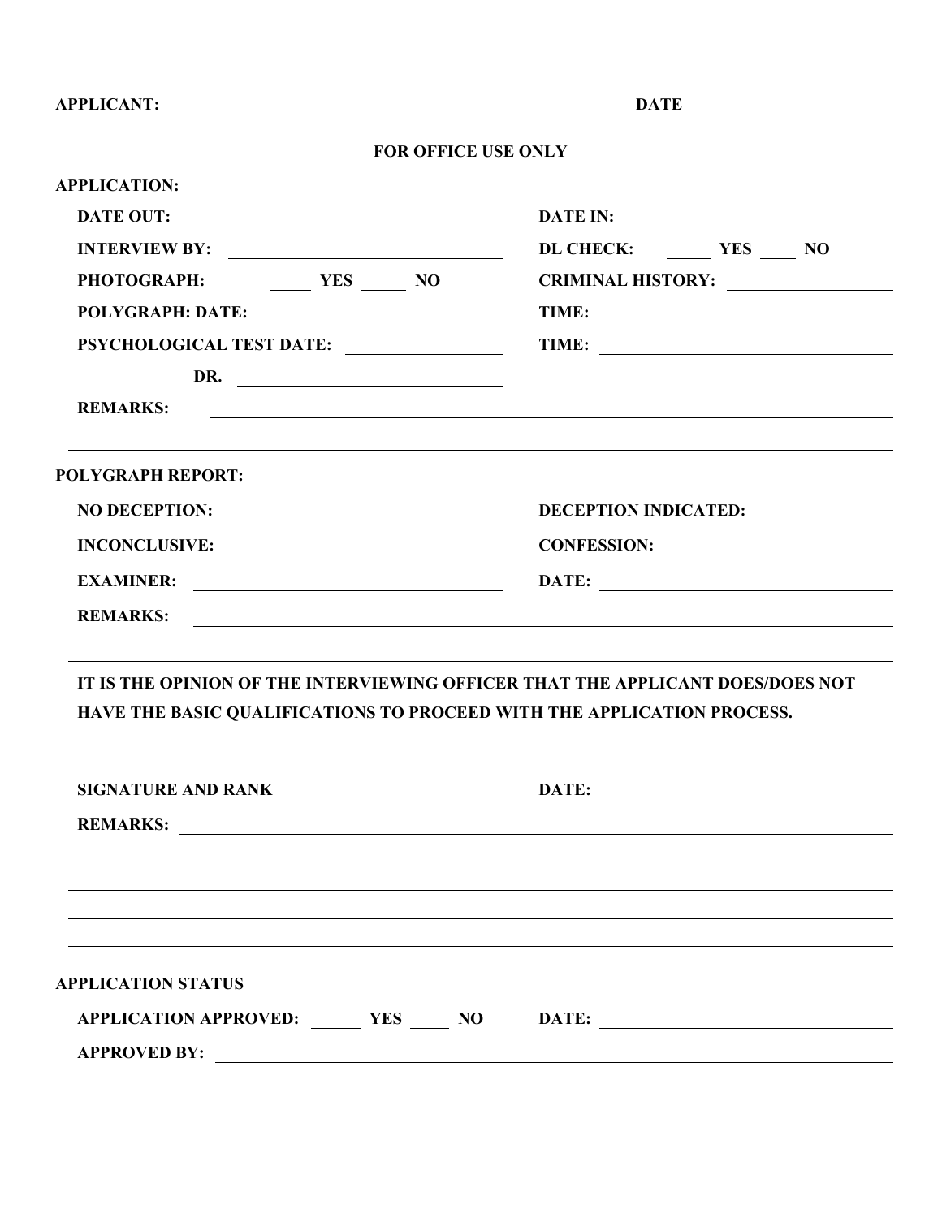**APPLICANT:** ______________________________ **DATE** ______________

## FOR OFFICE USE ONLY

**APPLICATION:**

**DATE OUT:** ______________________ **DATE IN:** ______________________

**INTERVIEW BY:** ______________________ **DL CHECK:** _____ **YES** _____ **NO**

**PHOTOGRAPH:** _____ **YES** _____ **NO** **CRIMINAL HISTORY:** ______________

**POLYGRAPH: DATE:** ______________________ **TIME:** ______________________

**PSYCHOLOGICAL TEST DATE:** ______________ **TIME:** ______________________

**DR.** ______________________

**REMARKS:** ______________________________________________________________

______________________________________________________________

**POLYGRAPH REPORT:**

**NO DECEPTION:** ______________________ **DECEPTION INDICATED:** ______________

**INCONCLUSIVE:** ______________________ **CONFESSION:** ______________________

**EXAMINER:** ______________________ **DATE:** ______________________

**REMARKS:** ______________________________________________________________

______________________________________________________________

**IT IS THE OPINION OF THE INTERVIEWING OFFICER THAT THE APPLICANT DOES/DOES NOT HAVE THE BASIC QUALIFICATIONS TO PROCEED WITH THE APPLICATION PROCESS.**

______________________________ ______________________________

**SIGNATURE AND RANK** **DATE:**

**REMARKS:** ______________________________________________________________

______________________________________________________________

______________________________________________________________

______________________________________________________________

______________________________________________________________

**APPLICATION STATUS**

**APPLICATION APPROVED:** _____ **YES** _____ **NO** **DATE:** ______________________

**APPROVED BY:** ______________________________________________________________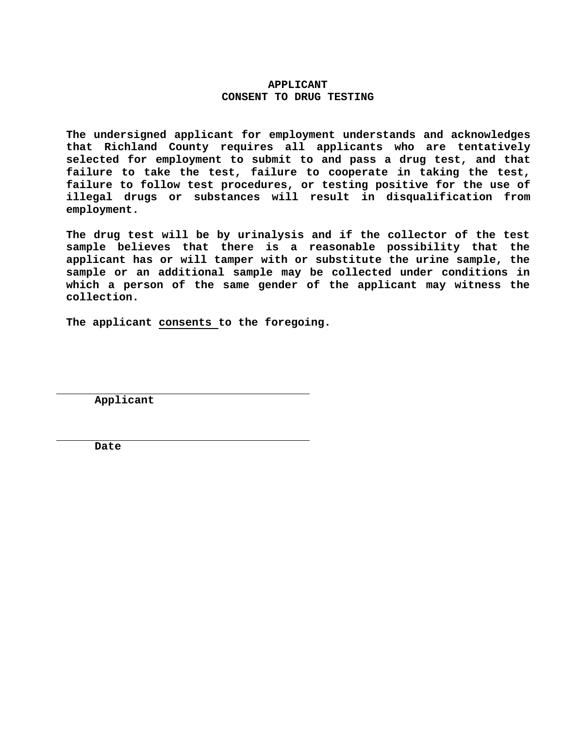# APPLICANT
# CONSENT TO DRUG TESTING

**The undersigned applicant for employment understands and acknowledges that Richland County requires all applicants who are tentatively selected for employment to submit to and pass a drug test, and that failure to take the test, failure to cooperate in taking the test, failure to follow test procedures, or testing positive for the use of illegal drugs or substances will result in disqualification from employment.**

**The drug test will be by urinalysis and if the collector of the test sample believes that there is a reasonable possibility that the applicant has or will tamper with or substitute the urine sample, the sample or an additional sample may be collected under conditions in which a person of the same gender of the applicant may witness the collection.**

**The applicant consents to the foregoing.**

\_\_\_\_\_\_\_\_\_\_\_\_\_\_\_\_\_\_\_\_\_\_\_\_\_\_\_\_\_\_\_\_\_\_\_\_\_\_\_\_

**Applicant**

\_\_\_\_\_\_\_\_\_\_\_\_\_\_\_\_\_\_\_\_\_\_\_\_\_\_\_\_\_\_\_\_\_\_\_\_\_\_\_\_

**Date**